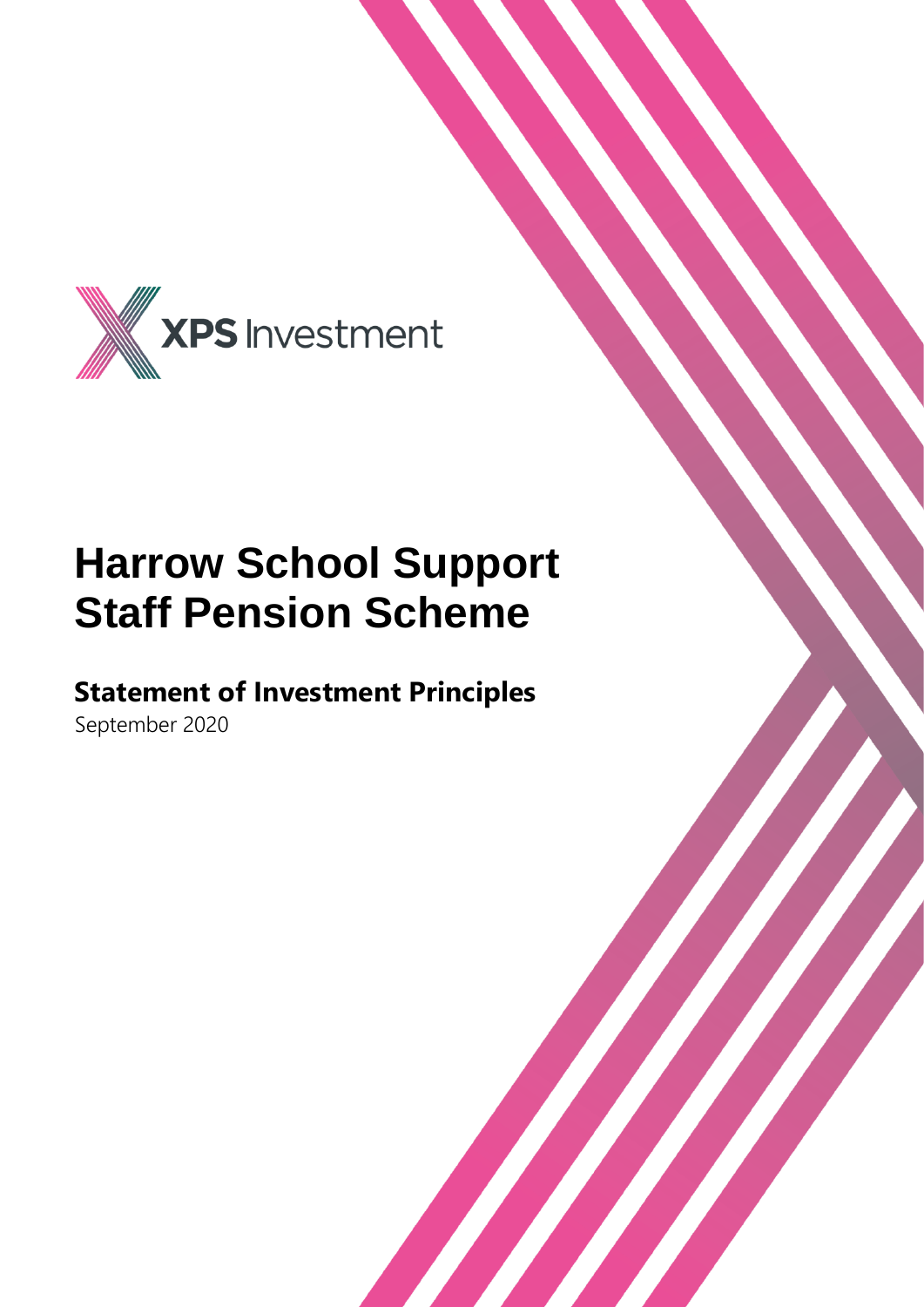XPS Investment

# Harrow School Support Staff Pension Scheme

## Statement of Investment Principles

September 2020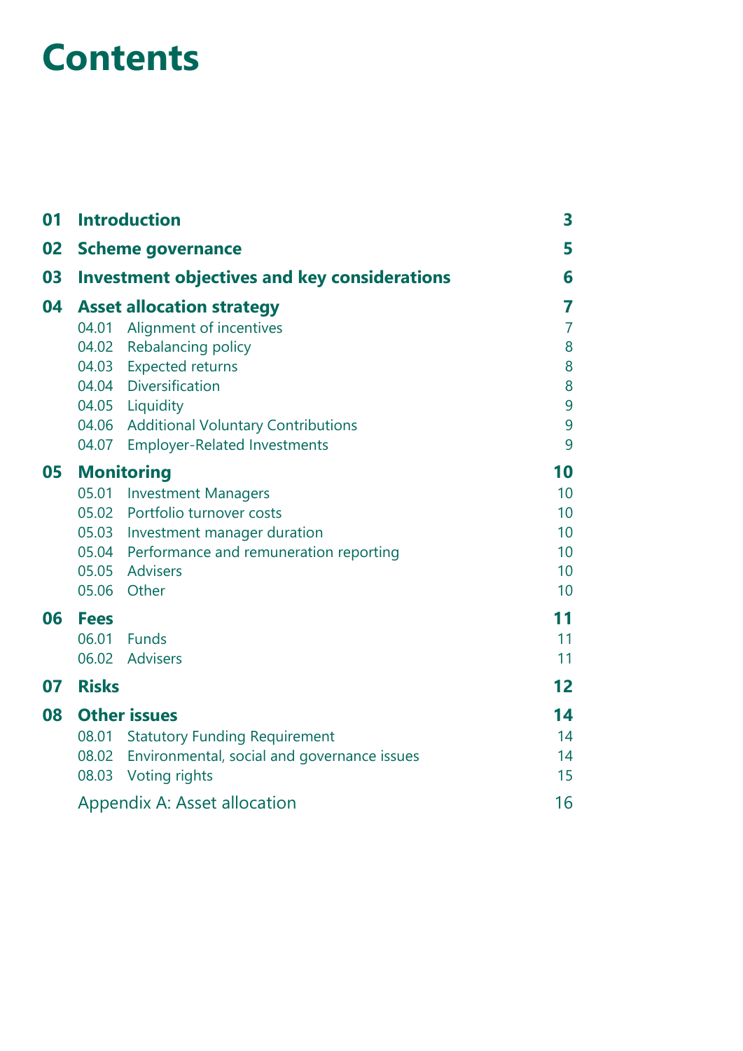# Contents

| | | |
|---|---|---|
| **01** | **Introduction** | **3** |
| **02** | **Scheme governance** | **5** |
| **03** | **Investment objectives and key considerations** | **6** |
| **04** | **Asset allocation strategy** | **7** |
| | 04.01 Alignment of incentives | 7 |
| | 04.02 Rebalancing policy | 8 |
| | 04.03 Expected returns | 8 |
| | 04.04 Diversification | 8 |
| | 04.05 Liquidity | 9 |
| | 04.06 Additional Voluntary Contributions | 9 |
| | 04.07 Employer-Related Investments | 9 |
| **05** | **Monitoring** | **10** |
| | 05.01 Investment Managers | 10 |
| | 05.02 Portfolio turnover costs | 10 |
| | 05.03 Investment manager duration | 10 |
| | 05.04 Performance and remuneration reporting | 10 |
| | 05.05 Advisers | 10 |
| | 05.06 Other | 10 |
| **06** | **Fees** | **11** |
| | 06.01 Funds | 11 |
| | 06.02 Advisers | 11 |
| **07** | **Risks** | **12** |
| **08** | **Other issues** | **14** |
| | 08.01 Statutory Funding Requirement | 14 |
| | 08.02 Environmental, social and governance issues | 14 |
| | 08.03 Voting rights | 15 |
| | Appendix A: Asset allocation | 16 |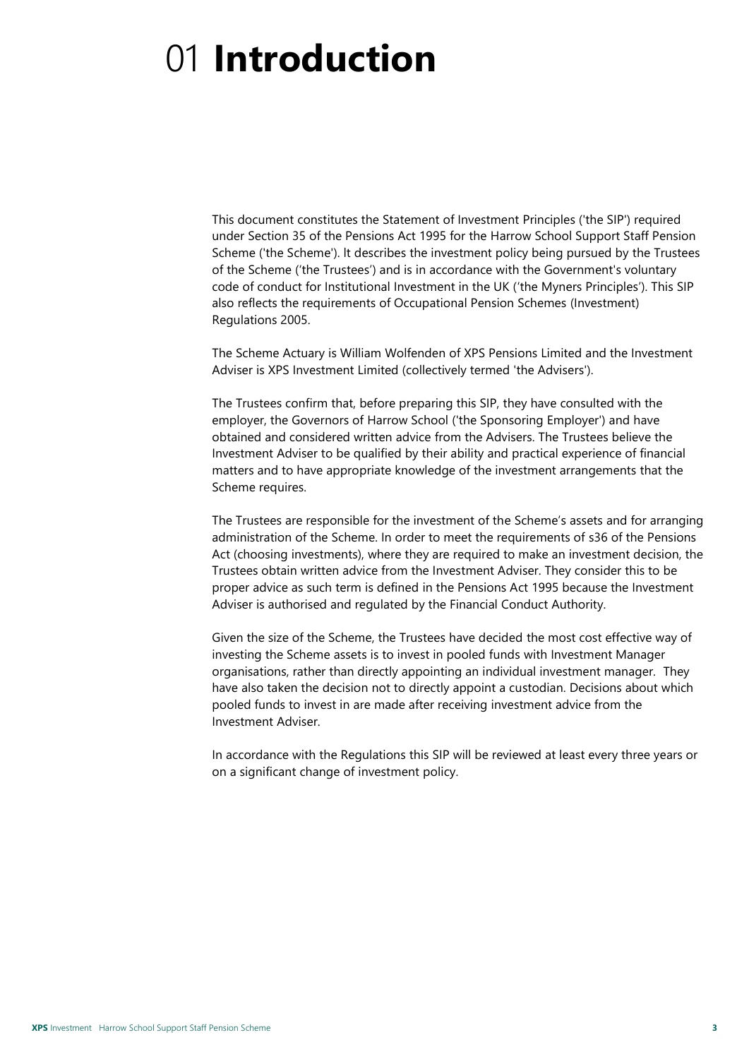# 01 **Introduction**

This document constitutes the Statement of Investment Principles ('the SIP') required under Section 35 of the Pensions Act 1995 for the Harrow School Support Staff Pension Scheme ('the Scheme'). It describes the investment policy being pursued by the Trustees of the Scheme ('the Trustees') and is in accordance with the Government's voluntary code of conduct for Institutional Investment in the UK ('the Myners Principles'). This SIP also reflects the requirements of Occupational Pension Schemes (Investment) Regulations 2005.

The Scheme Actuary is William Wolfenden of XPS Pensions Limited and the Investment Adviser is XPS Investment Limited (collectively termed 'the Advisers').

The Trustees confirm that, before preparing this SIP, they have consulted with the employer, the Governors of Harrow School ('the Sponsoring Employer') and have obtained and considered written advice from the Advisers. The Trustees believe the Investment Adviser to be qualified by their ability and practical experience of financial matters and to have appropriate knowledge of the investment arrangements that the Scheme requires.

The Trustees are responsible for the investment of the Scheme's assets and for arranging administration of the Scheme. In order to meet the requirements of s36 of the Pensions Act (choosing investments), where they are required to make an investment decision, the Trustees obtain written advice from the Investment Adviser. They consider this to be proper advice as such term is defined in the Pensions Act 1995 because the Investment Adviser is authorised and regulated by the Financial Conduct Authority.

Given the size of the Scheme, the Trustees have decided the most cost effective way of investing the Scheme assets is to invest in pooled funds with Investment Manager organisations, rather than directly appointing an individual investment manager. They have also taken the decision not to directly appoint a custodian. Decisions about which pooled funds to invest in are made after receiving investment advice from the Investment Adviser.

In accordance with the Regulations this SIP will be reviewed at least every three years or on a significant change of investment policy.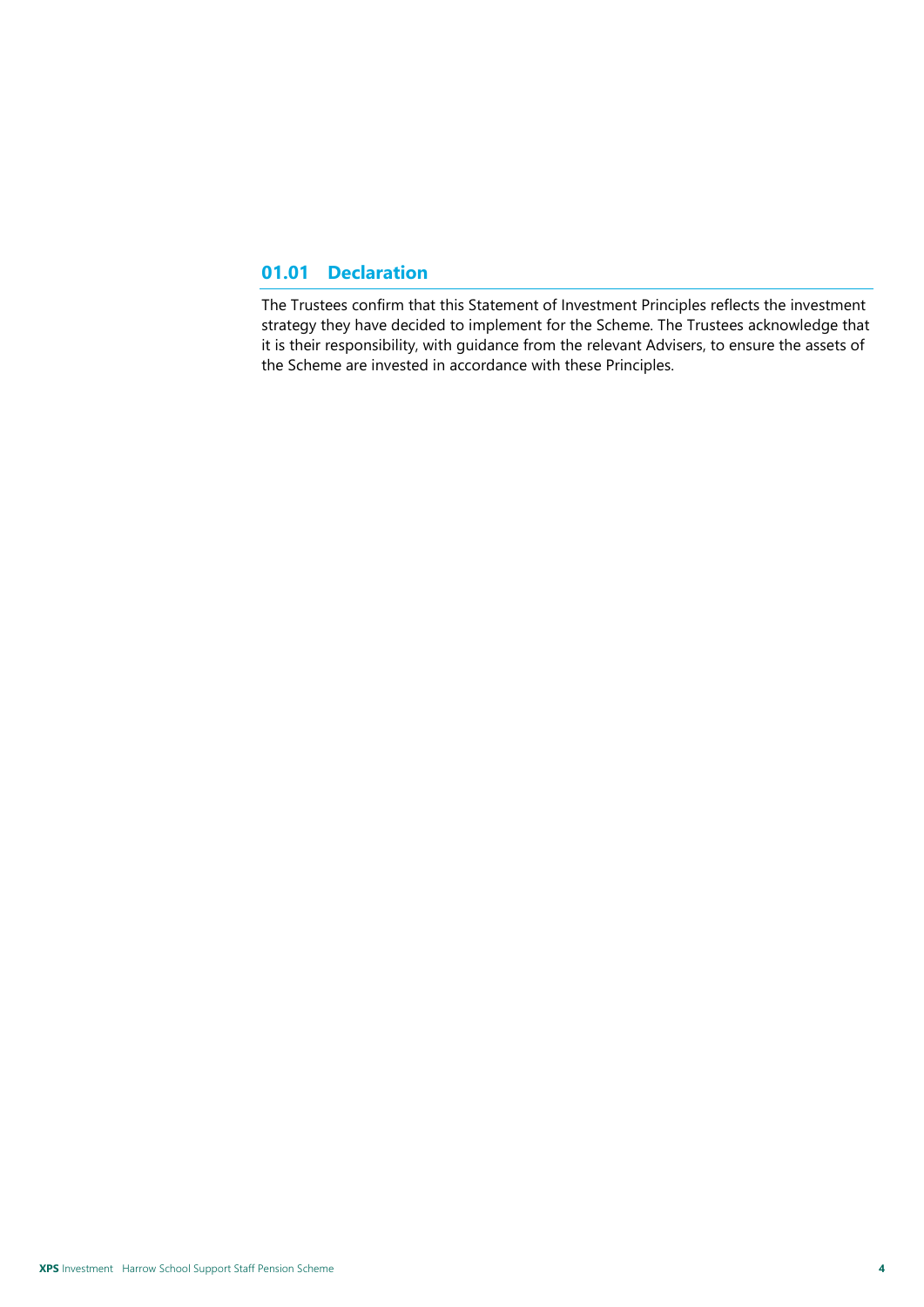## 01.01 Declaration

The Trustees confirm that this Statement of Investment Principles reflects the investment strategy they have decided to implement for the Scheme. The Trustees acknowledge that it is their responsibility, with guidance from the relevant Advisers, to ensure the assets of the Scheme are invested in accordance with these Principles.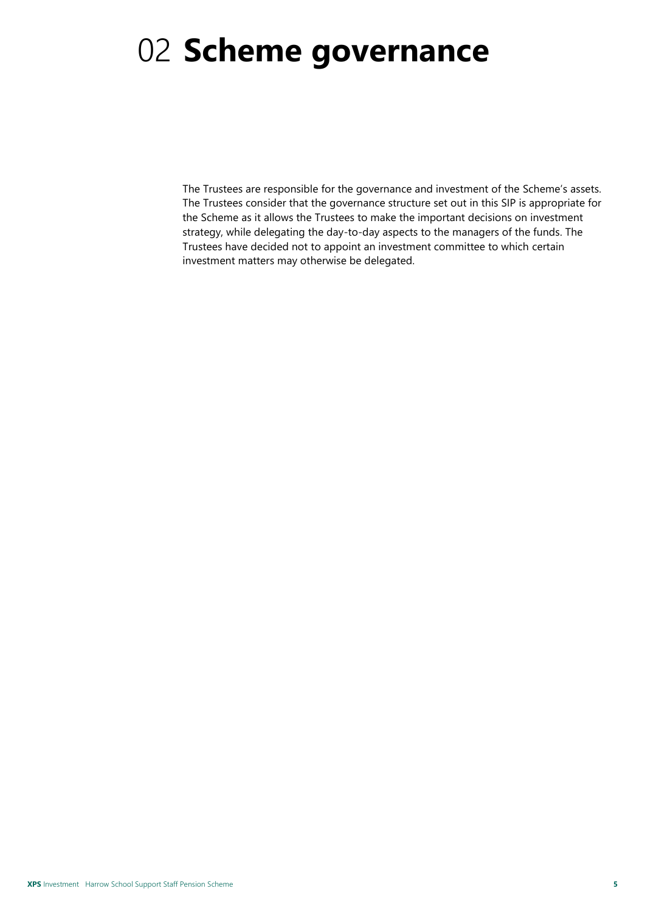# 02 **Scheme governance**

The Trustees are responsible for the governance and investment of the Scheme's assets. The Trustees consider that the governance structure set out in this SIP is appropriate for the Scheme as it allows the Trustees to make the important decisions on investment strategy, while delegating the day-to-day aspects to the managers of the funds. The Trustees have decided not to appoint an investment committee to which certain investment matters may otherwise be delegated.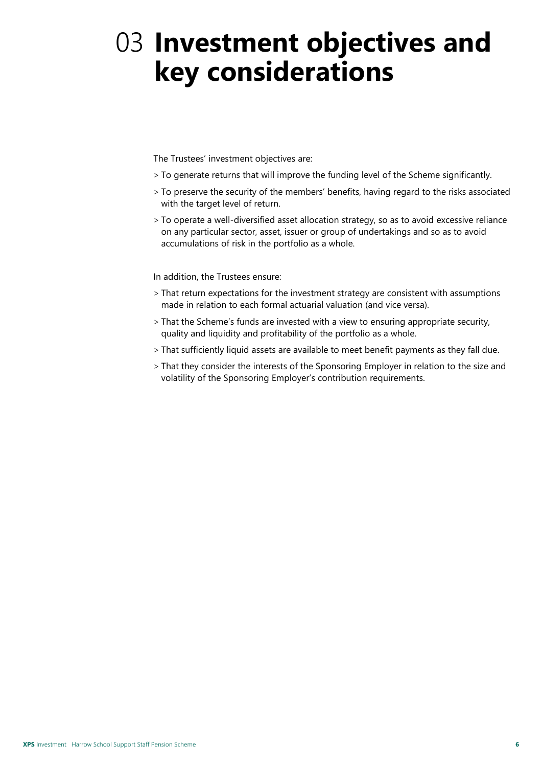# 03 Investment objectives and key considerations

The Trustees' investment objectives are:

- To generate returns that will improve the funding level of the Scheme significantly.
- To preserve the security of the members' benefits, having regard to the risks associated with the target level of return.
- To operate a well-diversified asset allocation strategy, so as to avoid excessive reliance on any particular sector, asset, issuer or group of undertakings and so as to avoid accumulations of risk in the portfolio as a whole.

In addition, the Trustees ensure:

- That return expectations for the investment strategy are consistent with assumptions made in relation to each formal actuarial valuation (and vice versa).
- That the Scheme's funds are invested with a view to ensuring appropriate security, quality and liquidity and profitability of the portfolio as a whole.
- That sufficiently liquid assets are available to meet benefit payments as they fall due.
- That they consider the interests of the Sponsoring Employer in relation to the size and volatility of the Sponsoring Employer's contribution requirements.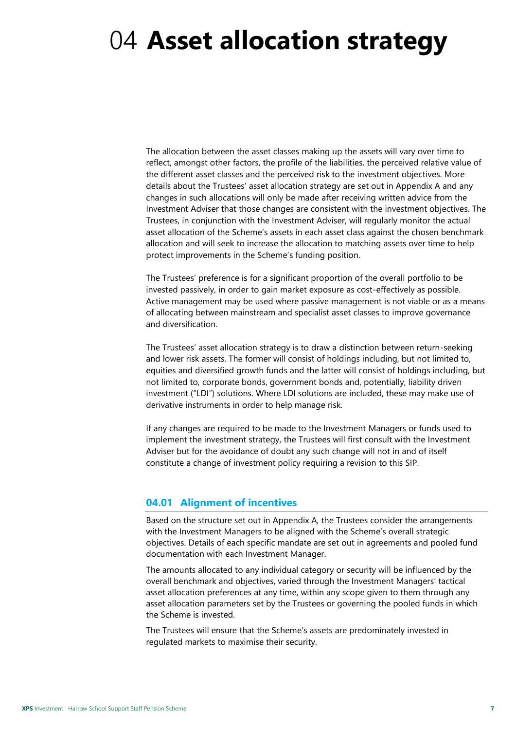# 04 **Asset allocation strategy**

The allocation between the asset classes making up the assets will vary over time to reflect, amongst other factors, the profile of the liabilities, the perceived relative value of the different asset classes and the perceived risk to the investment objectives. More details about the Trustees' asset allocation strategy are set out in Appendix A and any changes in such allocations will only be made after receiving written advice from the Investment Adviser that those changes are consistent with the investment objectives. The Trustees, in conjunction with the Investment Adviser, will regularly monitor the actual asset allocation of the Scheme's assets in each asset class against the chosen benchmark allocation and will seek to increase the allocation to matching assets over time to help protect improvements in the Scheme's funding position.

The Trustees' preference is for a significant proportion of the overall portfolio to be invested passively, in order to gain market exposure as cost-effectively as possible. Active management may be used where passive management is not viable or as a means of allocating between mainstream and specialist asset classes to improve governance and diversification.

The Trustees' asset allocation strategy is to draw a distinction between return-seeking and lower risk assets. The former will consist of holdings including, but not limited to, equities and diversified growth funds and the latter will consist of holdings including, but not limited to, corporate bonds, government bonds and, potentially, liability driven investment ("LDI") solutions. Where LDI solutions are included, these may make use of derivative instruments in order to help manage risk.

If any changes are required to be made to the Investment Managers or funds used to implement the investment strategy, the Trustees will first consult with the Investment Adviser but for the avoidance of doubt any such change will not in and of itself constitute a change of investment policy requiring a revision to this SIP.

## 04.01 Alignment of incentives

Based on the structure set out in Appendix A, the Trustees consider the arrangements with the Investment Managers to be aligned with the Scheme's overall strategic objectives. Details of each specific mandate are set out in agreements and pooled fund documentation with each Investment Manager.

The amounts allocated to any individual category or security will be influenced by the overall benchmark and objectives, varied through the Investment Managers' tactical asset allocation preferences at any time, within any scope given to them through any asset allocation parameters set by the Trustees or governing the pooled funds in which the Scheme is invested.

The Trustees will ensure that the Scheme's assets are predominately invested in regulated markets to maximise their security.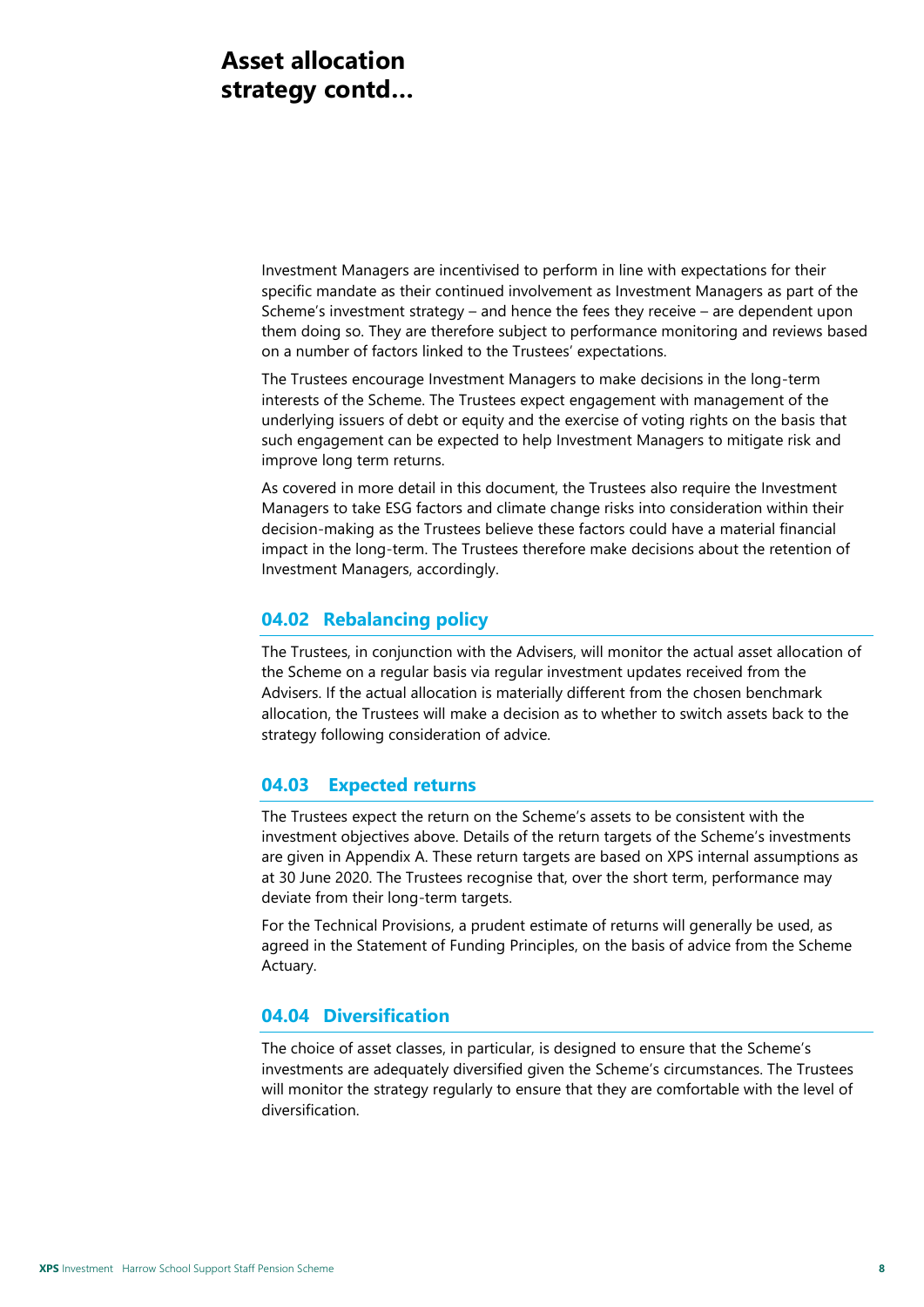# Asset allocation strategy contd…

Investment Managers are incentivised to perform in line with expectations for their specific mandate as their continued involvement as Investment Managers as part of the Scheme's investment strategy – and hence the fees they receive – are dependent upon them doing so. They are therefore subject to performance monitoring and reviews based on a number of factors linked to the Trustees' expectations.

The Trustees encourage Investment Managers to make decisions in the long-term interests of the Scheme. The Trustees expect engagement with management of the underlying issuers of debt or equity and the exercise of voting rights on the basis that such engagement can be expected to help Investment Managers to mitigate risk and improve long term returns.

As covered in more detail in this document, the Trustees also require the Investment Managers to take ESG factors and climate change risks into consideration within their decision-making as the Trustees believe these factors could have a material financial impact in the long-term. The Trustees therefore make decisions about the retention of Investment Managers, accordingly.

## 04.02 Rebalancing policy

The Trustees, in conjunction with the Advisers, will monitor the actual asset allocation of the Scheme on a regular basis via regular investment updates received from the Advisers. If the actual allocation is materially different from the chosen benchmark allocation, the Trustees will make a decision as to whether to switch assets back to the strategy following consideration of advice.

## 04.03 Expected returns

The Trustees expect the return on the Scheme's assets to be consistent with the investment objectives above. Details of the return targets of the Scheme's investments are given in Appendix A. These return targets are based on XPS internal assumptions as at 30 June 2020. The Trustees recognise that, over the short term, performance may deviate from their long-term targets.

For the Technical Provisions, a prudent estimate of returns will generally be used, as agreed in the Statement of Funding Principles, on the basis of advice from the Scheme Actuary.

## 04.04 Diversification

The choice of asset classes, in particular, is designed to ensure that the Scheme's investments are adequately diversified given the Scheme's circumstances. The Trustees will monitor the strategy regularly to ensure that they are comfortable with the level of diversification.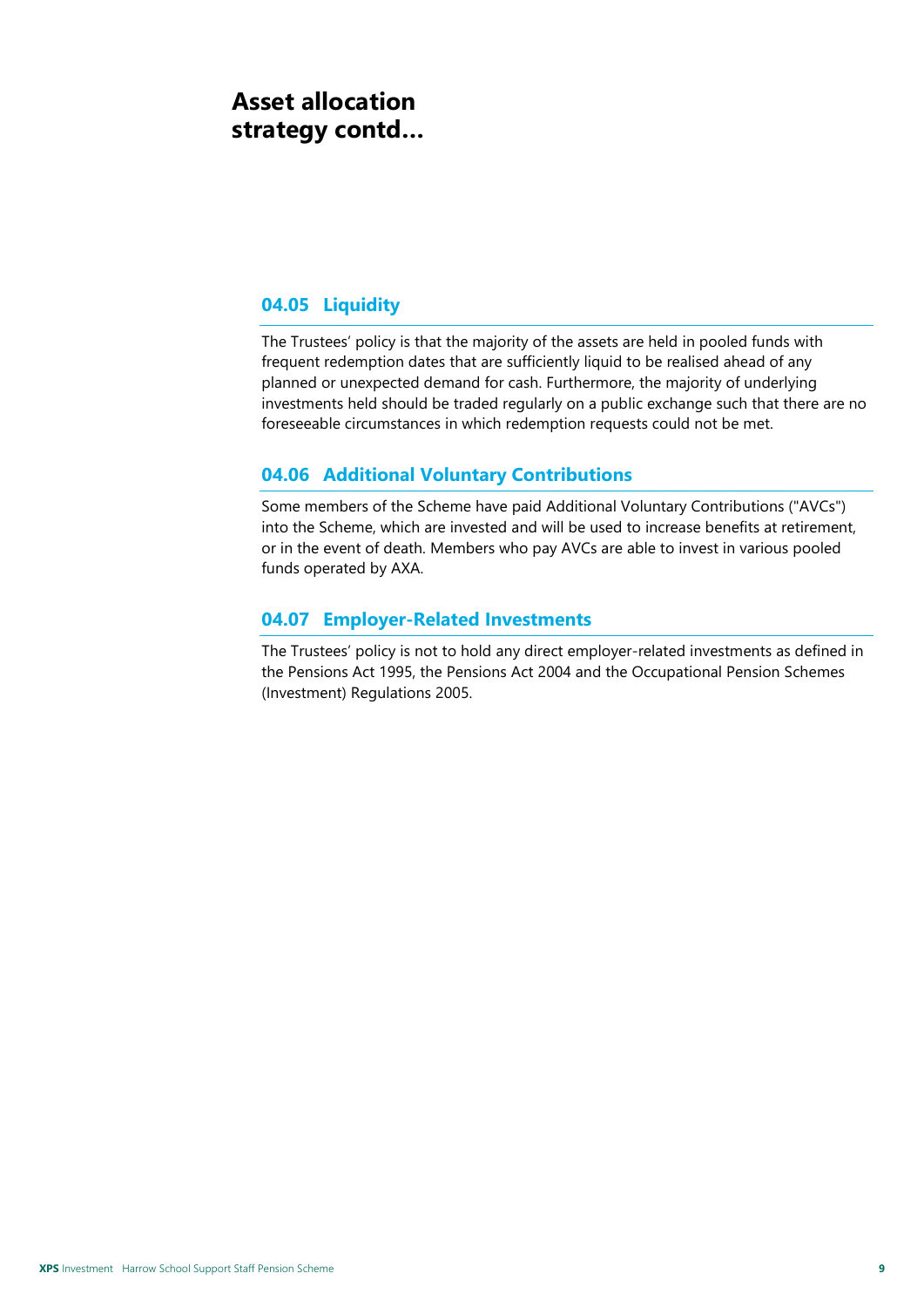# Asset allocation strategy contd...

## 04.05 Liquidity

The Trustees' policy is that the majority of the assets are held in pooled funds with frequent redemption dates that are sufficiently liquid to be realised ahead of any planned or unexpected demand for cash. Furthermore, the majority of underlying investments held should be traded regularly on a public exchange such that there are no foreseeable circumstances in which redemption requests could not be met.

## 04.06 Additional Voluntary Contributions

Some members of the Scheme have paid Additional Voluntary Contributions ("AVCs") into the Scheme, which are invested and will be used to increase benefits at retirement, or in the event of death. Members who pay AVCs are able to invest in various pooled funds operated by AXA.

## 04.07 Employer-Related Investments

The Trustees' policy is not to hold any direct employer-related investments as defined in the Pensions Act 1995, the Pensions Act 2004 and the Occupational Pension Schemes (Investment) Regulations 2005.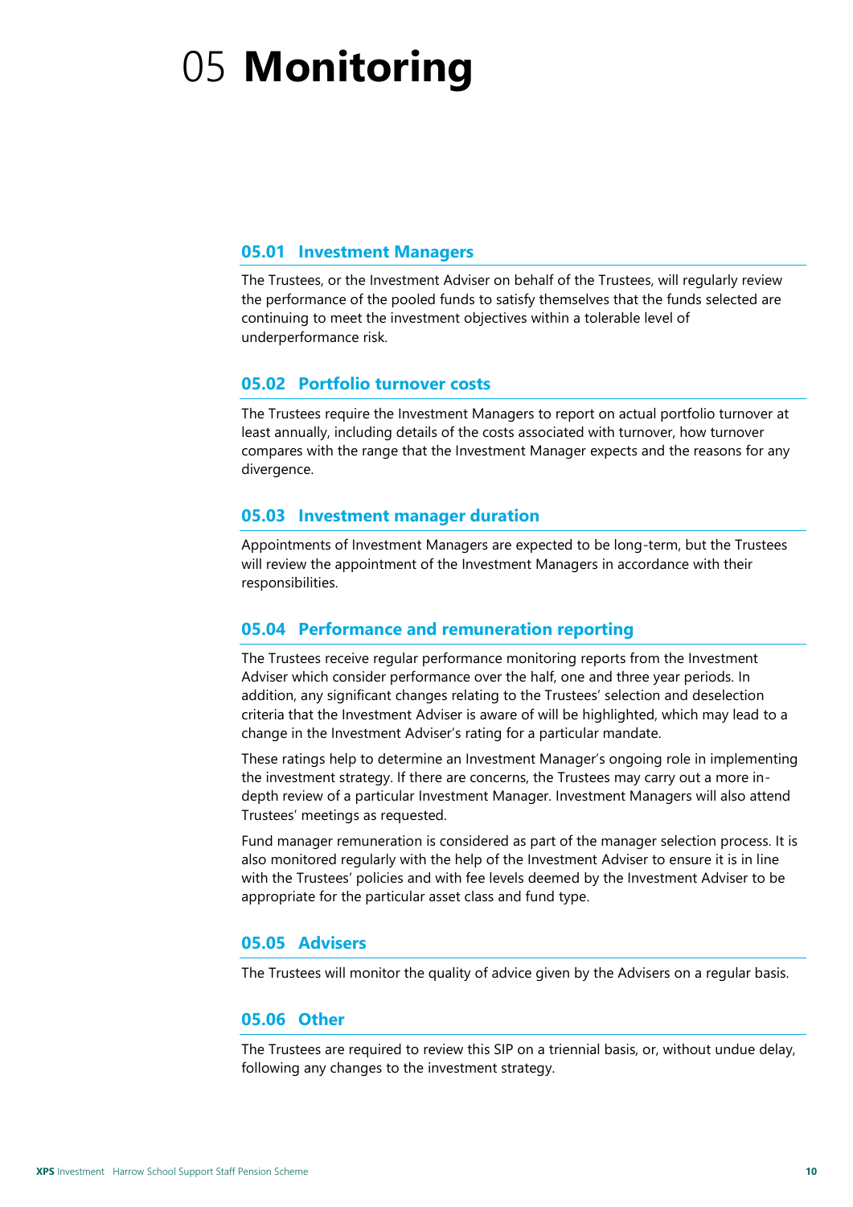# 05 **Monitoring**

## 05.01 Investment Managers

The Trustees, or the Investment Adviser on behalf of the Trustees, will regularly review the performance of the pooled funds to satisfy themselves that the funds selected are continuing to meet the investment objectives within a tolerable level of underperformance risk.

## 05.02 Portfolio turnover costs

The Trustees require the Investment Managers to report on actual portfolio turnover at least annually, including details of the costs associated with turnover, how turnover compares with the range that the Investment Manager expects and the reasons for any divergence.

## 05.03 Investment manager duration

Appointments of Investment Managers are expected to be long-term, but the Trustees will review the appointment of the Investment Managers in accordance with their responsibilities.

## 05.04 Performance and remuneration reporting

The Trustees receive regular performance monitoring reports from the Investment Adviser which consider performance over the half, one and three year periods. In addition, any significant changes relating to the Trustees' selection and deselection criteria that the Investment Adviser is aware of will be highlighted, which may lead to a change in the Investment Adviser's rating for a particular mandate.

These ratings help to determine an Investment Manager's ongoing role in implementing the investment strategy. If there are concerns, the Trustees may carry out a more in-depth review of a particular Investment Manager. Investment Managers will also attend Trustees' meetings as requested.

Fund manager remuneration is considered as part of the manager selection process. It is also monitored regularly with the help of the Investment Adviser to ensure it is in line with the Trustees' policies and with fee levels deemed by the Investment Adviser to be appropriate for the particular asset class and fund type.

## 05.05 Advisers

The Trustees will monitor the quality of advice given by the Advisers on a regular basis.

## 05.06 Other

The Trustees are required to review this SIP on a triennial basis, or, without undue delay, following any changes to the investment strategy.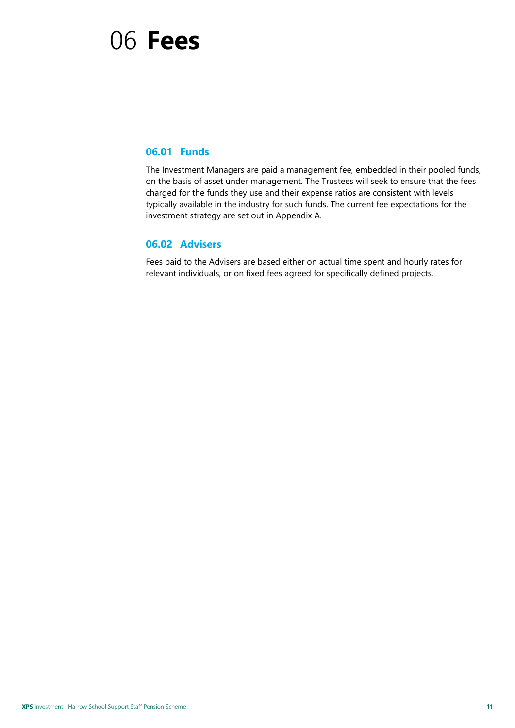# 06 **Fees**

## 06.01 Funds

The Investment Managers are paid a management fee, embedded in their pooled funds, on the basis of asset under management. The Trustees will seek to ensure that the fees charged for the funds they use and their expense ratios are consistent with levels typically available in the industry for such funds. The current fee expectations for the investment strategy are set out in Appendix A.

## 06.02 Advisers

Fees paid to the Advisers are based either on actual time spent and hourly rates for relevant individuals, or on fixed fees agreed for specifically defined projects.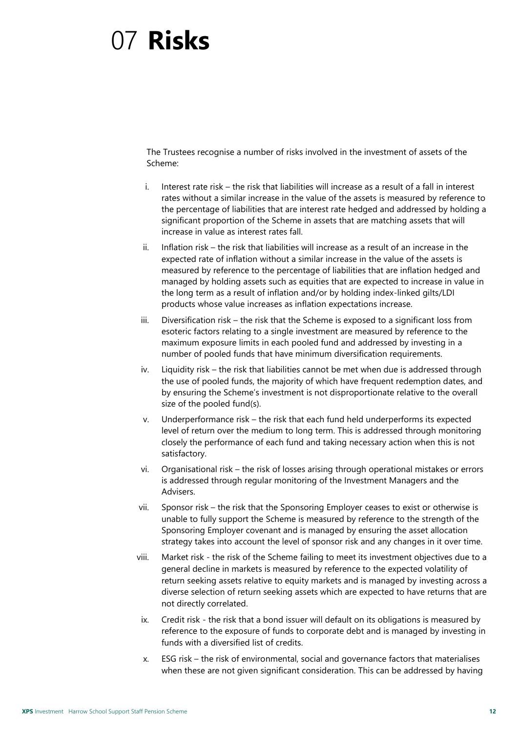# 07 **Risks**

The Trustees recognise a number of risks involved in the investment of assets of the Scheme:

i. Interest rate risk – the risk that liabilities will increase as a result of a fall in interest rates without a similar increase in the value of the assets is measured by reference to the percentage of liabilities that are interest rate hedged and addressed by holding a significant proportion of the Scheme in assets that are matching assets that will increase in value as interest rates fall.

ii. Inflation risk – the risk that liabilities will increase as a result of an increase in the expected rate of inflation without a similar increase in the value of the assets is measured by reference to the percentage of liabilities that are inflation hedged and managed by holding assets such as equities that are expected to increase in value in the long term as a result of inflation and/or by holding index-linked gilts/LDI products whose value increases as inflation expectations increase.

iii. Diversification risk – the risk that the Scheme is exposed to a significant loss from esoteric factors relating to a single investment are measured by reference to the maximum exposure limits in each pooled fund and addressed by investing in a number of pooled funds that have minimum diversification requirements.

iv. Liquidity risk – the risk that liabilities cannot be met when due is addressed through the use of pooled funds, the majority of which have frequent redemption dates, and by ensuring the Scheme's investment is not disproportionate relative to the overall size of the pooled fund(s).

v. Underperformance risk – the risk that each fund held underperforms its expected level of return over the medium to long term. This is addressed through monitoring closely the performance of each fund and taking necessary action when this is not satisfactory.

vi. Organisational risk – the risk of losses arising through operational mistakes or errors is addressed through regular monitoring of the Investment Managers and the Advisers.

vii. Sponsor risk – the risk that the Sponsoring Employer ceases to exist or otherwise is unable to fully support the Scheme is measured by reference to the strength of the Sponsoring Employer covenant and is managed by ensuring the asset allocation strategy takes into account the level of sponsor risk and any changes in it over time.

viii. Market risk - the risk of the Scheme failing to meet its investment objectives due to a general decline in markets is measured by reference to the expected volatility of return seeking assets relative to equity markets and is managed by investing across a diverse selection of return seeking assets which are expected to have returns that are not directly correlated.

ix. Credit risk - the risk that a bond issuer will default on its obligations is measured by reference to the exposure of funds to corporate debt and is managed by investing in funds with a diversified list of credits.

x. ESG risk – the risk of environmental, social and governance factors that materialises when these are not given significant consideration. This can be addressed by having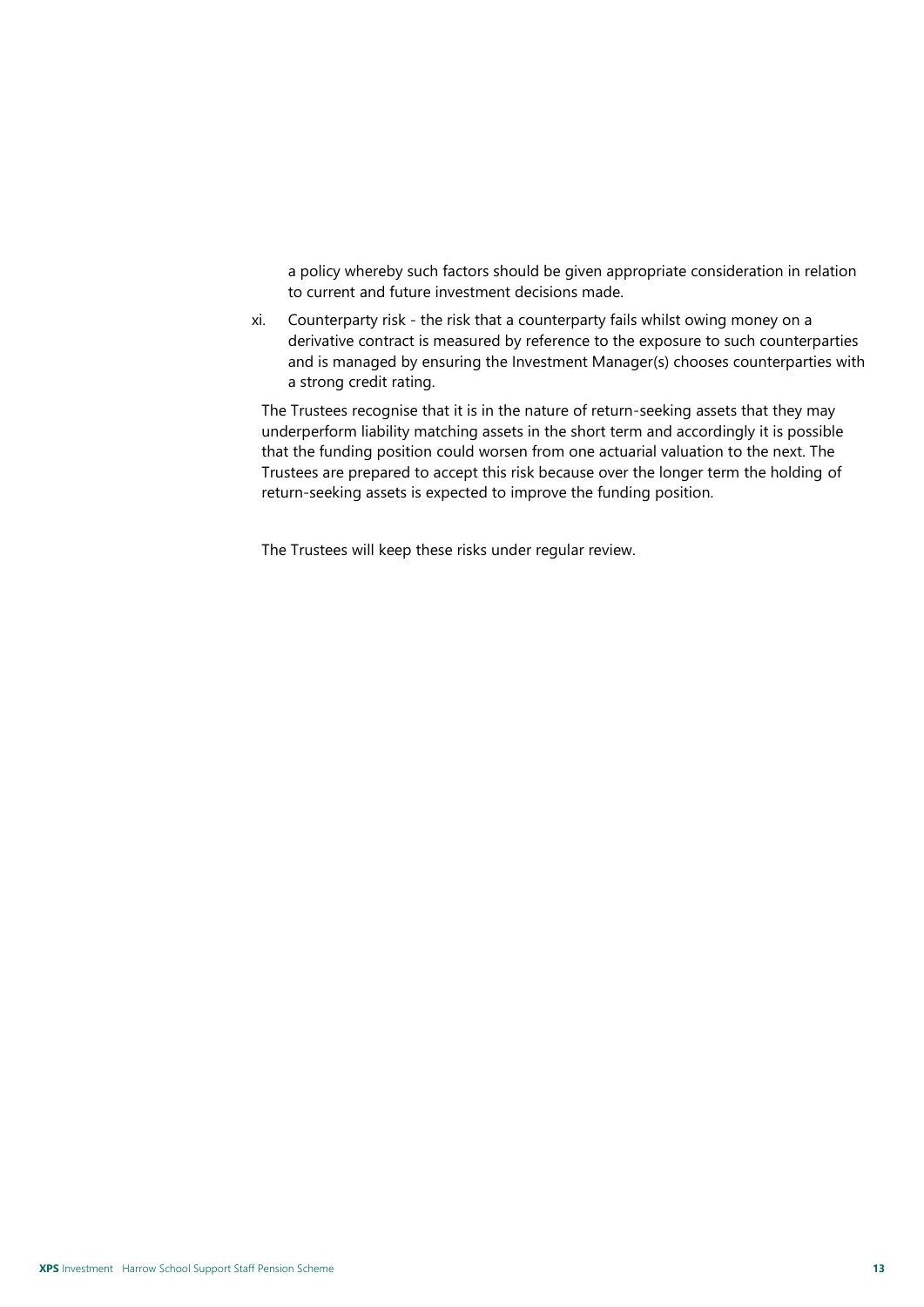a policy whereby such factors should be given appropriate consideration in relation to current and future investment decisions made.

xi. Counterparty risk - the risk that a counterparty fails whilst owing money on a derivative contract is measured by reference to the exposure to such counterparties and is managed by ensuring the Investment Manager(s) chooses counterparties with a strong credit rating.

The Trustees recognise that it is in the nature of return-seeking assets that they may underperform liability matching assets in the short term and accordingly it is possible that the funding position could worsen from one actuarial valuation to the next. The Trustees are prepared to accept this risk because over the longer term the holding of return-seeking assets is expected to improve the funding position.

The Trustees will keep these risks under regular review.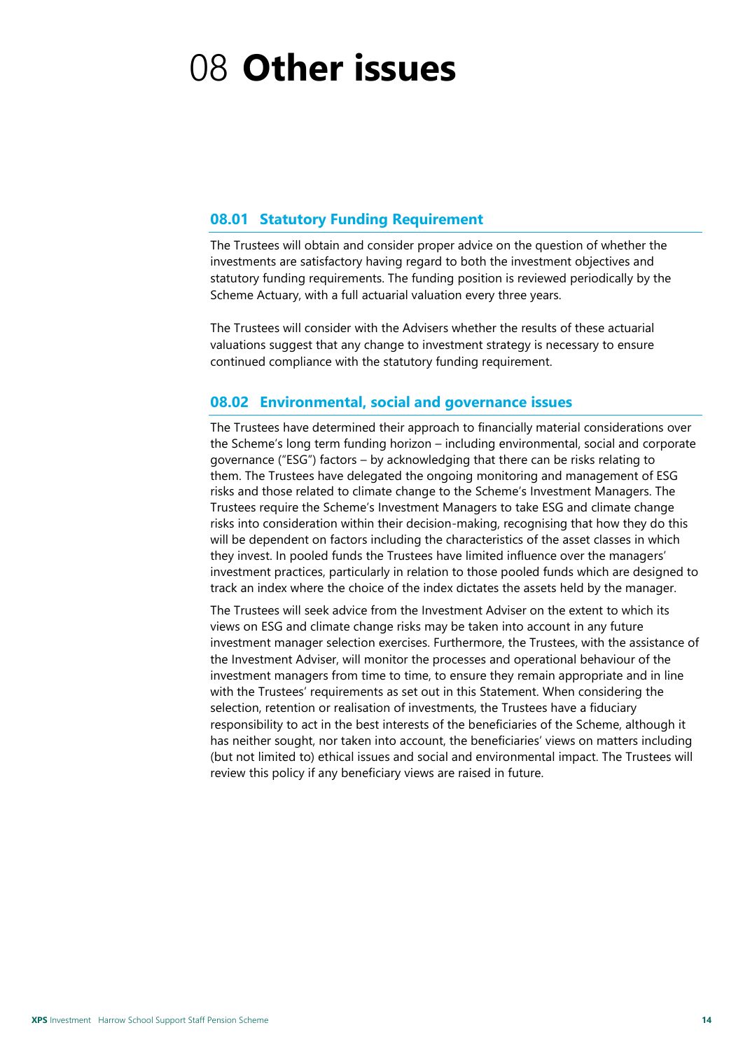# 08 **Other issues**

## 08.01 Statutory Funding Requirement

The Trustees will obtain and consider proper advice on the question of whether the investments are satisfactory having regard to both the investment objectives and statutory funding requirements. The funding position is reviewed periodically by the Scheme Actuary, with a full actuarial valuation every three years.

The Trustees will consider with the Advisers whether the results of these actuarial valuations suggest that any change to investment strategy is necessary to ensure continued compliance with the statutory funding requirement.

## 08.02 Environmental, social and governance issues

The Trustees have determined their approach to financially material considerations over the Scheme's long term funding horizon – including environmental, social and corporate governance ("ESG") factors – by acknowledging that there can be risks relating to them. The Trustees have delegated the ongoing monitoring and management of ESG risks and those related to climate change to the Scheme's Investment Managers. The Trustees require the Scheme's Investment Managers to take ESG and climate change risks into consideration within their decision-making, recognising that how they do this will be dependent on factors including the characteristics of the asset classes in which they invest. In pooled funds the Trustees have limited influence over the managers' investment practices, particularly in relation to those pooled funds which are designed to track an index where the choice of the index dictates the assets held by the manager.

The Trustees will seek advice from the Investment Adviser on the extent to which its views on ESG and climate change risks may be taken into account in any future investment manager selection exercises. Furthermore, the Trustees, with the assistance of the Investment Adviser, will monitor the processes and operational behaviour of the investment managers from time to time, to ensure they remain appropriate and in line with the Trustees' requirements as set out in this Statement. When considering the selection, retention or realisation of investments, the Trustees have a fiduciary responsibility to act in the best interests of the beneficiaries of the Scheme, although it has neither sought, nor taken into account, the beneficiaries' views on matters including (but not limited to) ethical issues and social and environmental impact. The Trustees will review this policy if any beneficiary views are raised in future.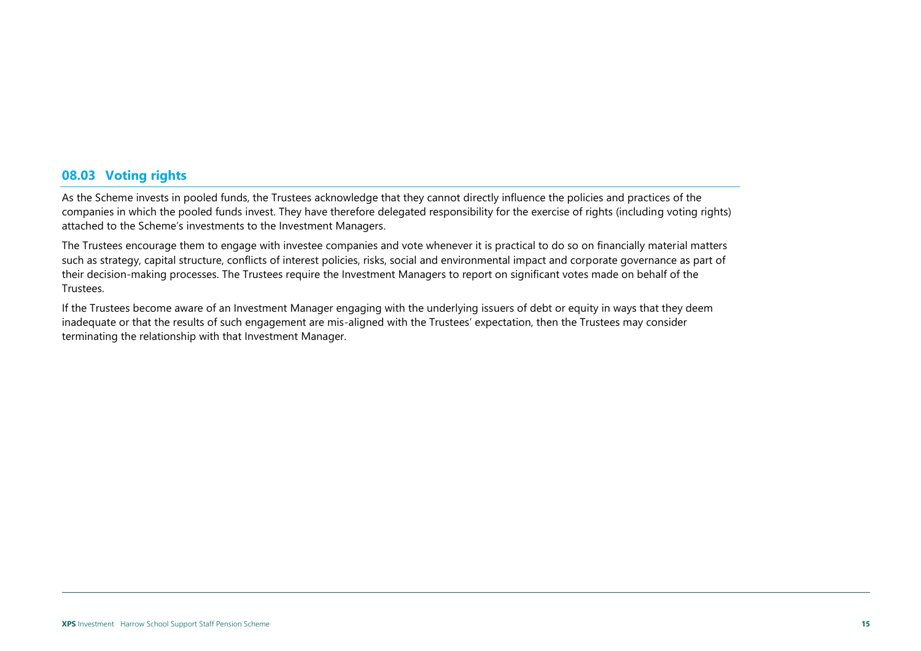## 08.03 Voting rights

As the Scheme invests in pooled funds, the Trustees acknowledge that they cannot directly influence the policies and practices of the companies in which the pooled funds invest. They have therefore delegated responsibility for the exercise of rights (including voting rights) attached to the Scheme's investments to the Investment Managers.

The Trustees encourage them to engage with investee companies and vote whenever it is practical to do so on financially material matters such as strategy, capital structure, conflicts of interest policies, risks, social and environmental impact and corporate governance as part of their decision-making processes. The Trustees require the Investment Managers to report on significant votes made on behalf of the Trustees.

If the Trustees become aware of an Investment Manager engaging with the underlying issuers of debt or equity in ways that they deem inadequate or that the results of such engagement are mis-aligned with the Trustees' expectation, then the Trustees may consider terminating the relationship with that Investment Manager.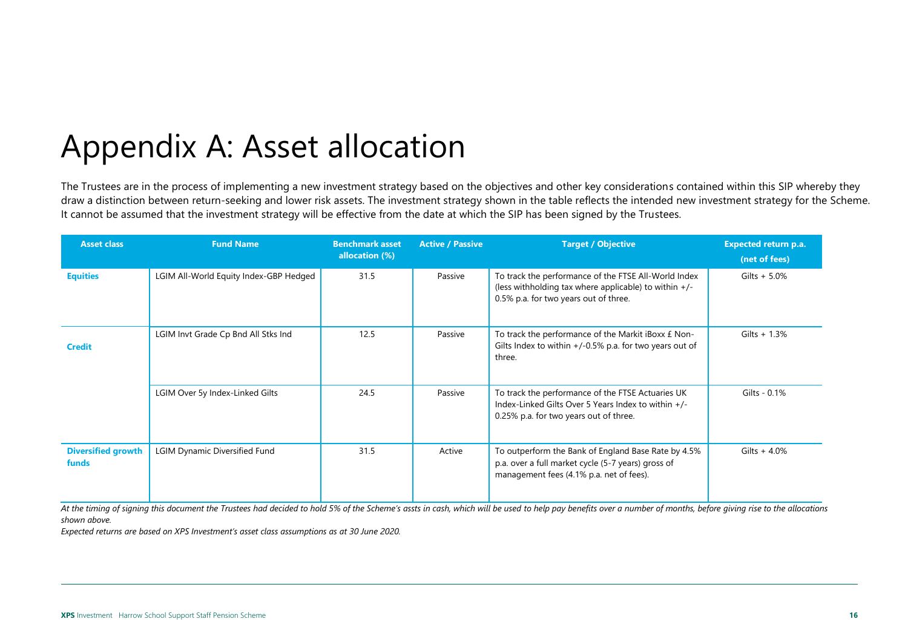# Appendix A: Asset allocation

The Trustees are in the process of implementing a new investment strategy based on the objectives and other key considerations contained within this SIP whereby they draw a distinction between return-seeking and lower risk assets. The investment strategy shown in the table reflects the intended new investment strategy for the Scheme. It cannot be assumed that the investment strategy will be effective from the date at which the SIP has been signed by the Trustees.

| Asset class | Fund Name | Benchmark asset allocation (%) | Active / Passive | Target / Objective | Expected return p.a. (net of fees) |
|---|---|---|---|---|---|
| **Equities** | LGIM All-World Equity Index-GBP Hedged | 31.5 | Passive | To track the performance of the FTSE All-World Index (less withholding tax where applicable) to within +/- 0.5% p.a. for two years out of three. | Gilts + 5.0% |
| **Credit** | LGIM Invt Grade Cp Bnd All Stks Ind | 12.5 | Passive | To track the performance of the Markit iBoxx £ Non-Gilts Index to within +/-0.5% p.a. for two years out of three. | Gilts + 1.3% |
| | LGIM Over 5y Index-Linked Gilts | 24.5 | Passive | To track the performance of the FTSE Actuaries UK Index-Linked Gilts Over 5 Years Index to within +/- 0.25% p.a. for two years out of three. | Gilts - 0.1% |
| **Diversified growth funds** | LGIM Dynamic Diversified Fund | 31.5 | Active | To outperform the Bank of England Base Rate by 4.5% p.a. over a full market cycle (5-7 years) gross of management fees (4.1% p.a. net of fees). | Gilts + 4.0% |

*At the timing of signing this document the Trustees had decided to hold 5% of the Scheme's assts in cash, which will be used to help pay benefits over a number of months, before giving rise to the allocations shown above.*

*Expected returns are based on XPS Investment's asset class assumptions as at 30 June 2020.*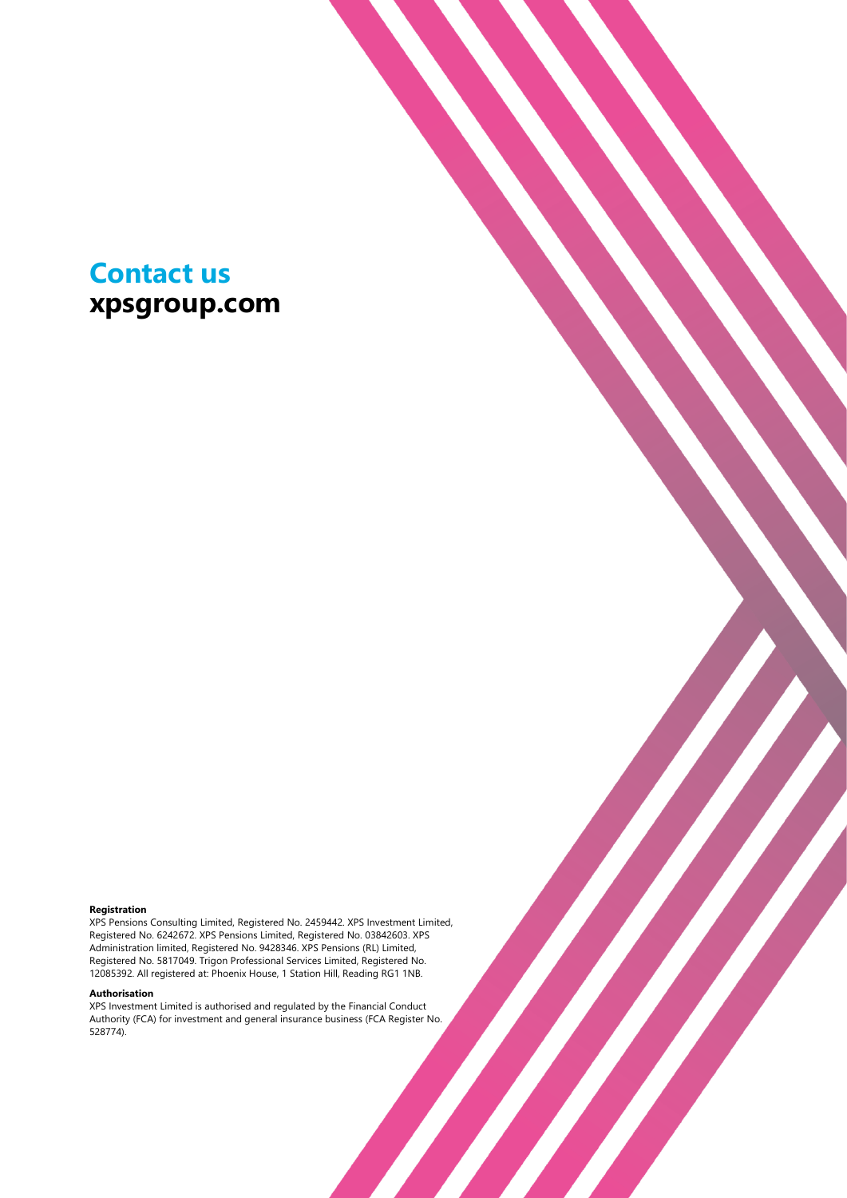## Contact us
**xpsgroup.com**

**Registration**

XPS Pensions Consulting Limited, Registered No. 2459442. XPS Investment Limited, Registered No. 6242672. XPS Pensions Limited, Registered No. 03842603. XPS Administration limited, Registered No. 9428346. XPS Pensions (RL) Limited, Registered No. 5817049. Trigon Professional Services Limited, Registered No. 12085392. All registered at: Phoenix House, 1 Station Hill, Reading RG1 1NB.

**Authorisation**

XPS Investment Limited is authorised and regulated by the Financial Conduct Authority (FCA) for investment and general insurance business (FCA Register No. 528774).